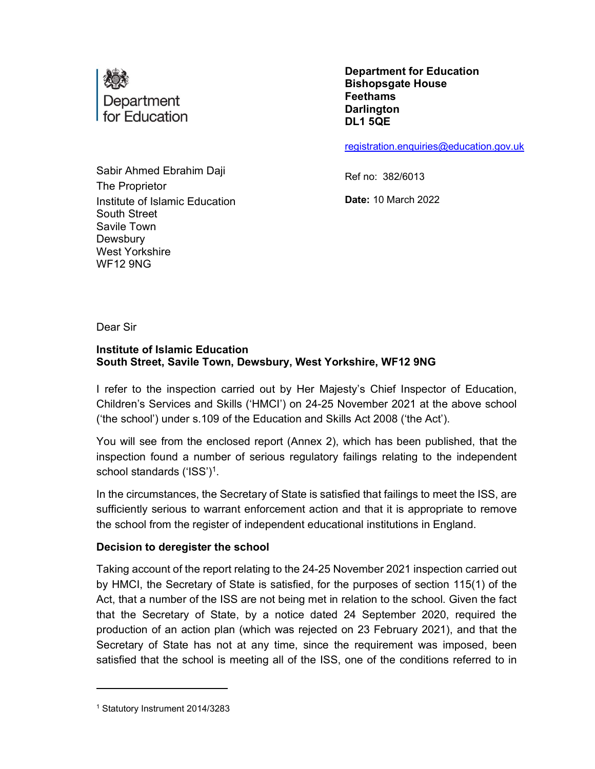Department for Education

**Department for Education**
**Bishopsgate House**
**Feethams**
**Darlington**
**DL1 5QE**

registration.enquiries@education.gov.uk

Sabir Ahmed Ebrahim Daji
The Proprietor
Institute of Islamic Education
South Street
Savile Town
Dewsbury
West Yorkshire
WF12 9NG

Ref no: 382/6013

**Date:** 10 March 2022

Dear Sir

**Institute of Islamic Education**
**South Street, Savile Town, Dewsbury, West Yorkshire, WF12 9NG**

I refer to the inspection carried out by Her Majesty's Chief Inspector of Education, Children's Services and Skills ('HMCI') on 24-25 November 2021 at the above school ('the school') under s.109 of the Education and Skills Act 2008 ('the Act').

You will see from the enclosed report (Annex 2), which has been published, that the inspection found a number of serious regulatory failings relating to the independent school standards ('ISS')[1].

In the circumstances, the Secretary of State is satisfied that failings to meet the ISS, are sufficiently serious to warrant enforcement action and that it is appropriate to remove the school from the register of independent educational institutions in England.

**Decision to deregister the school**

Taking account of the report relating to the 24-25 November 2021 inspection carried out by HMCI, the Secretary of State is satisfied, for the purposes of section 115(1) of the Act, that a number of the ISS are not being met in relation to the school. Given the fact that the Secretary of State, by a notice dated 24 September 2020, required the production of an action plan (which was rejected on 23 February 2021), and that the Secretary of State has not at any time, since the requirement was imposed, been satisfied that the school is meeting all of the ISS, one of the conditions referred to in

[1] Statutory Instrument 2014/3283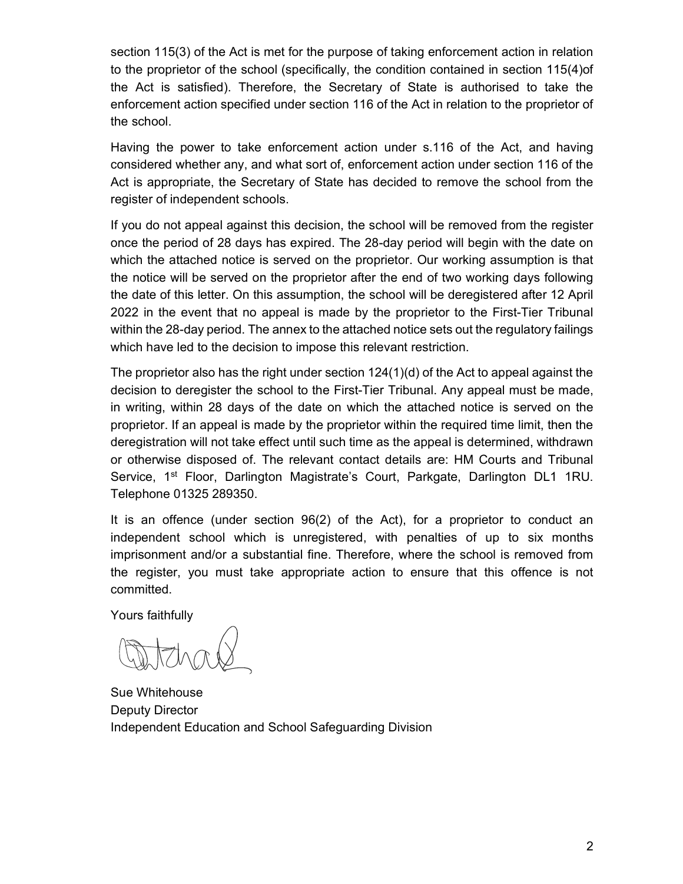section 115(3) of the Act is met for the purpose of taking enforcement action in relation to the proprietor of the school (specifically, the condition contained in section 115(4)of the Act is satisfied). Therefore, the Secretary of State is authorised to take the enforcement action specified under section 116 of the Act in relation to the proprietor of the school.

Having the power to take enforcement action under s.116 of the Act, and having considered whether any, and what sort of, enforcement action under section 116 of the Act is appropriate, the Secretary of State has decided to remove the school from the register of independent schools.

If you do not appeal against this decision, the school will be removed from the register once the period of 28 days has expired. The 28-day period will begin with the date on which the attached notice is served on the proprietor. Our working assumption is that the notice will be served on the proprietor after the end of two working days following the date of this letter. On this assumption, the school will be deregistered after 12 April 2022 in the event that no appeal is made by the proprietor to the First-Tier Tribunal within the 28-day period. The annex to the attached notice sets out the regulatory failings which have led to the decision to impose this relevant restriction.

The proprietor also has the right under section 124(1)(d) of the Act to appeal against the decision to deregister the school to the First-Tier Tribunal. Any appeal must be made, in writing, within 28 days of the date on which the attached notice is served on the proprietor. If an appeal is made by the proprietor within the required time limit, then the deregistration will not take effect until such time as the appeal is determined, withdrawn or otherwise disposed of. The relevant contact details are: HM Courts and Tribunal Service, 1st Floor, Darlington Magistrate's Court, Parkgate, Darlington DL1 1RU. Telephone 01325 289350.

It is an offence (under section 96(2) of the Act), for a proprietor to conduct an independent school which is unregistered, with penalties of up to six months imprisonment and/or a substantial fine. Therefore, where the school is removed from the register, you must take appropriate action to ensure that this offence is not committed.

Yours faithfully

Sue Whitehouse
Deputy Director
Independent Education and School Safeguarding Division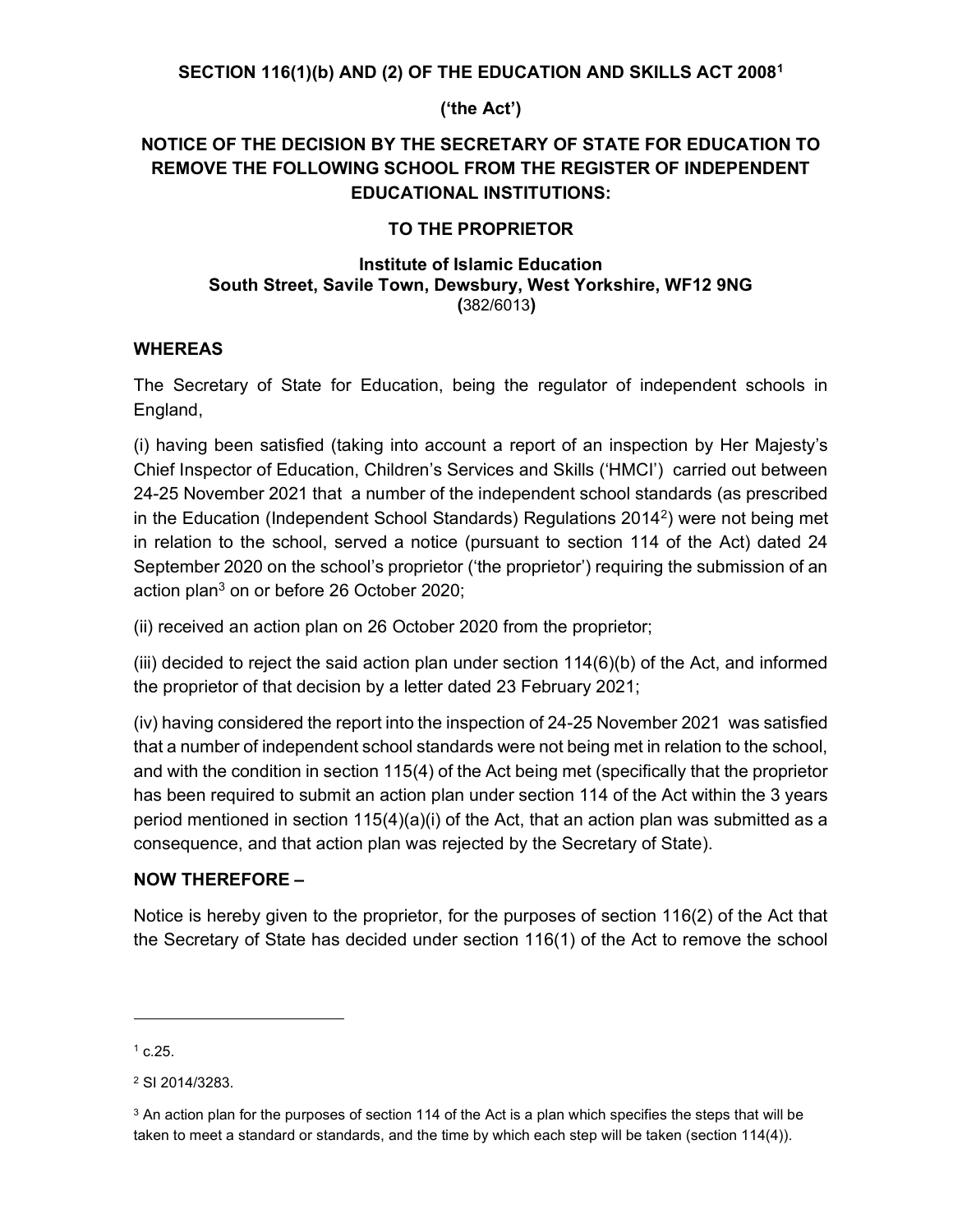**SECTION 116(1)(b) AND (2) OF THE EDUCATION AND SKILLS ACT 2008[1]**

**('the Act')**

**NOTICE OF THE DECISION BY THE SECRETARY OF STATE FOR EDUCATION TO REMOVE THE FOLLOWING SCHOOL FROM THE REGISTER OF INDEPENDENT EDUCATIONAL INSTITUTIONS:**

**TO THE PROPRIETOR**

**Institute of Islamic Education**
**South Street, Savile Town, Dewsbury, West Yorkshire, WF12 9NG**
**(**382/6013**)**

**WHEREAS**

The Secretary of State for Education, being the regulator of independent schools in England,

(i) having been satisfied (taking into account a report of an inspection by Her Majesty's Chief Inspector of Education, Children's Services and Skills ('HMCI') carried out between 24-25 November 2021 that a number of the independent school standards (as prescribed in the Education (Independent School Standards) Regulations 2014[2]) were not being met in relation to the school, served a notice (pursuant to section 114 of the Act) dated 24 September 2020 on the school's proprietor ('the proprietor') requiring the submission of an action plan[3] on or before 26 October 2020;

(ii) received an action plan on 26 October 2020 from the proprietor;

(iii) decided to reject the said action plan under section 114(6)(b) of the Act, and informed the proprietor of that decision by a letter dated 23 February 2021;

(iv) having considered the report into the inspection of 24-25 November 2021 was satisfied that a number of independent school standards were not being met in relation to the school, and with the condition in section 115(4) of the Act being met (specifically that the proprietor has been required to submit an action plan under section 114 of the Act within the 3 years period mentioned in section 115(4)(a)(i) of the Act, that an action plan was submitted as a consequence, and that action plan was rejected by the Secretary of State).

**NOW THEREFORE –**

Notice is hereby given to the proprietor, for the purposes of section 116(2) of the Act that the Secretary of State has decided under section 116(1) of the Act to remove the school

---

[1] c.25.

[2] SI 2014/3283.

[3] An action plan for the purposes of section 114 of the Act is a plan which specifies the steps that will be taken to meet a standard or standards, and the time by which each step will be taken (section 114(4)).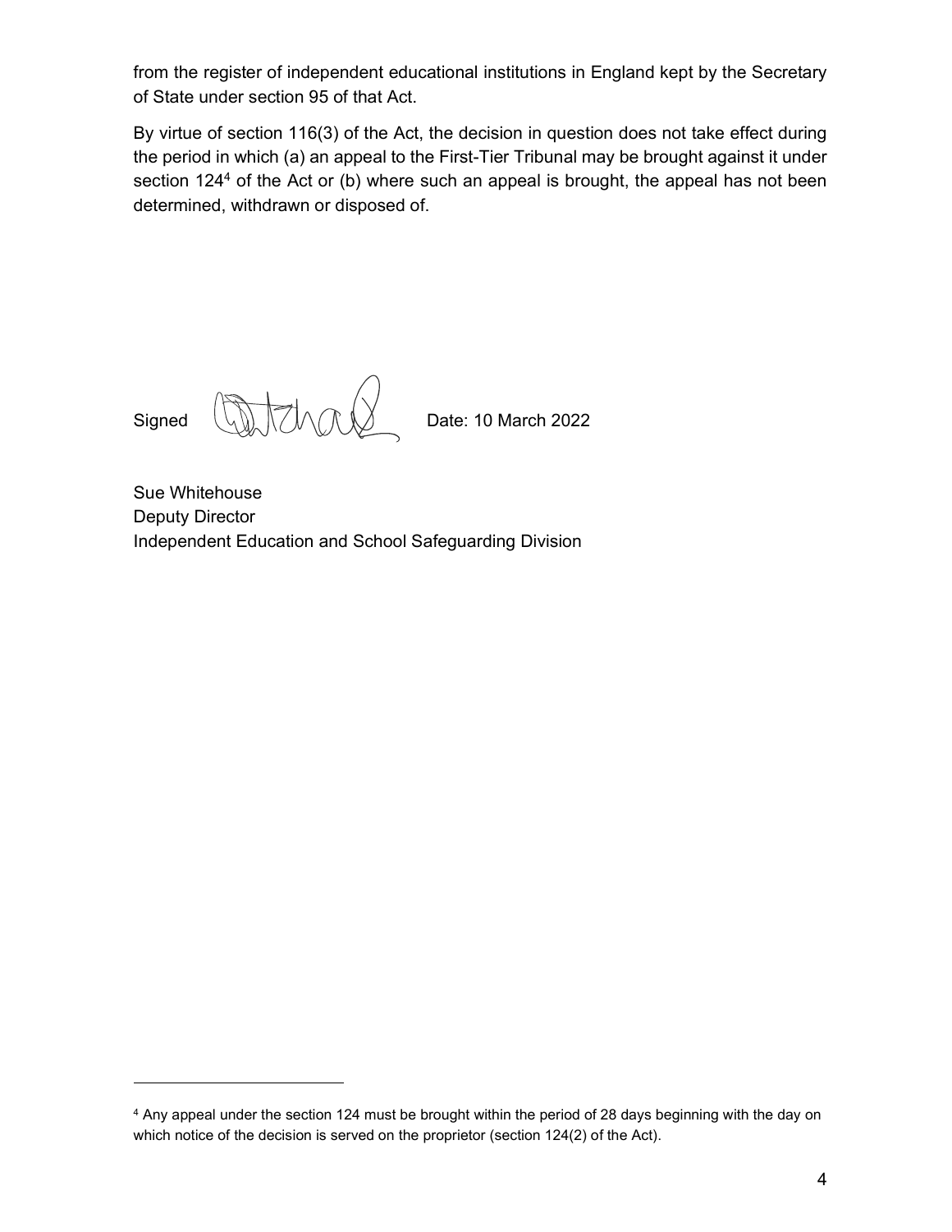from the register of independent educational institutions in England kept by the Secretary of State under section 95 of that Act.

By virtue of section 116(3) of the Act, the decision in question does not take effect during the period in which (a) an appeal to the First-Tier Tribunal may be brought against it under section 124[4] of the Act or (b) where such an appeal is brought, the appeal has not been determined, withdrawn or disposed of.

Signed                Date: 10 March 2022

Sue Whitehouse
Deputy Director
Independent Education and School Safeguarding Division

---

[4] Any appeal under the section 124 must be brought within the period of 28 days beginning with the day on which notice of the decision is served on the proprietor (section 124(2) of the Act).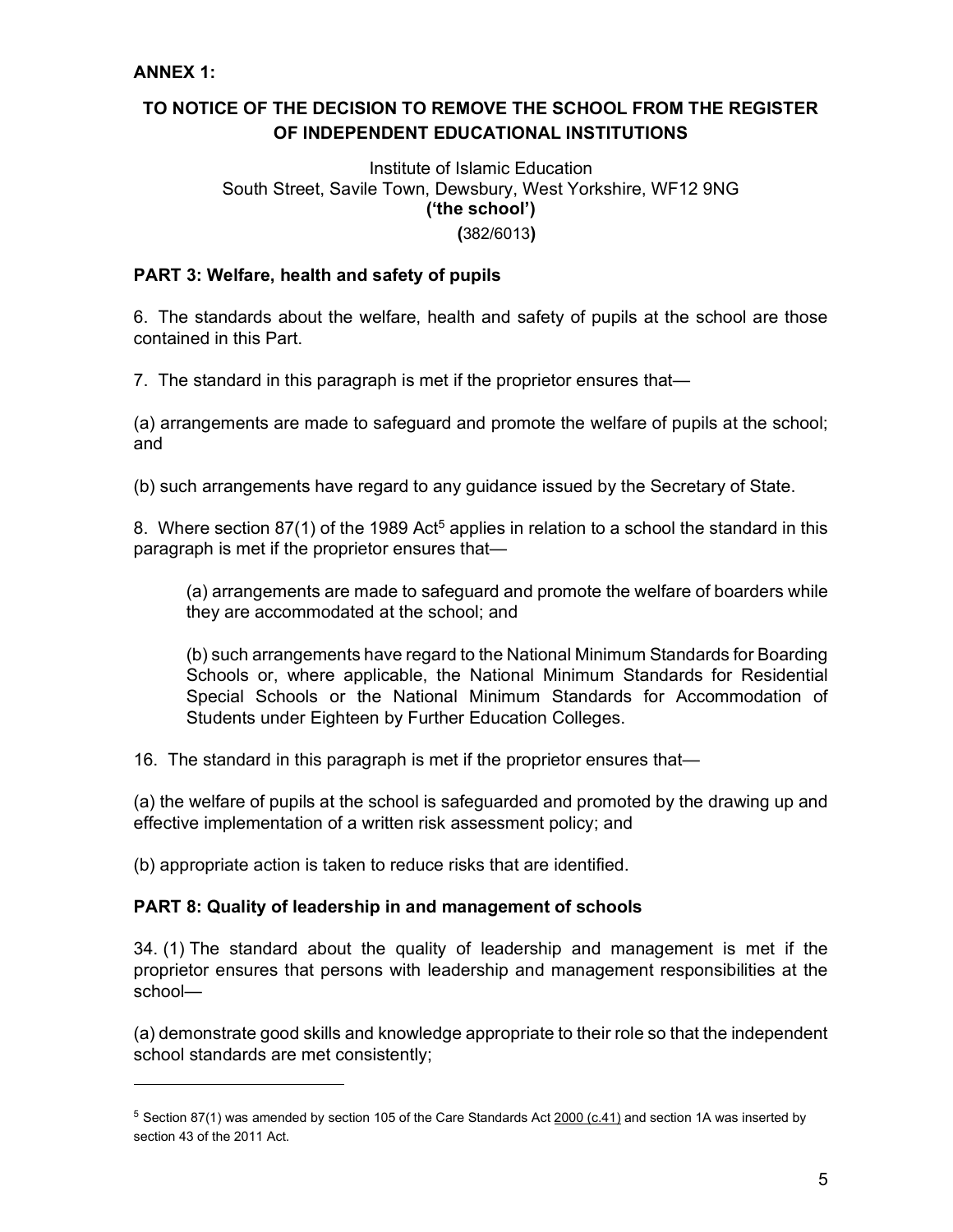**ANNEX 1:**

**TO NOTICE OF THE DECISION TO REMOVE THE SCHOOL FROM THE REGISTER OF INDEPENDENT EDUCATIONAL INSTITUTIONS**

Institute of Islamic Education
South Street, Savile Town, Dewsbury, West Yorkshire, WF12 9NG
**('the school')**
**(**382/6013**)**

**PART 3: Welfare, health and safety of pupils**

6. The standards about the welfare, health and safety of pupils at the school are those contained in this Part.

7. The standard in this paragraph is met if the proprietor ensures that—

(a) arrangements are made to safeguard and promote the welfare of pupils at the school; and

(b) such arrangements have regard to any guidance issued by the Secretary of State.

8. Where section 87(1) of the 1989 Act[5] applies in relation to a school the standard in this paragraph is met if the proprietor ensures that—

> (a) arrangements are made to safeguard and promote the welfare of boarders while they are accommodated at the school; and
>
> (b) such arrangements have regard to the National Minimum Standards for Boarding Schools or, where applicable, the National Minimum Standards for Residential Special Schools or the National Minimum Standards for Accommodation of Students under Eighteen by Further Education Colleges.

16. The standard in this paragraph is met if the proprietor ensures that—

(a) the welfare of pupils at the school is safeguarded and promoted by the drawing up and effective implementation of a written risk assessment policy; and

(b) appropriate action is taken to reduce risks that are identified.

**PART 8: Quality of leadership in and management of schools**

34. (1) The standard about the quality of leadership and management is met if the proprietor ensures that persons with leadership and management responsibilities at the school—

(a) demonstrate good skills and knowledge appropriate to their role so that the independent school standards are met consistently;

---

[5] Section 87(1) was amended by section 105 of the Care Standards Act 2000 (c.41) and section 1A was inserted by section 43 of the 2011 Act.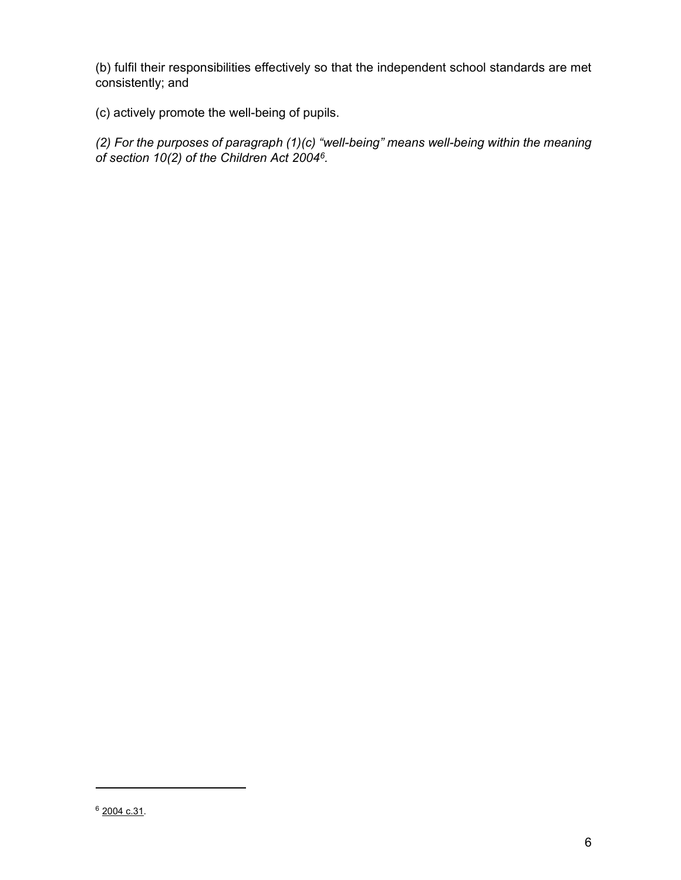(b) fulfil their responsibilities effectively so that the independent school standards are met consistently; and

(c) actively promote the well-being of pupils.

*(2) For the purposes of paragraph (1)(c) "well-being" means well-being within the meaning of section 10(2) of the Children Act 2004[6].*

[6] 2004 c.31.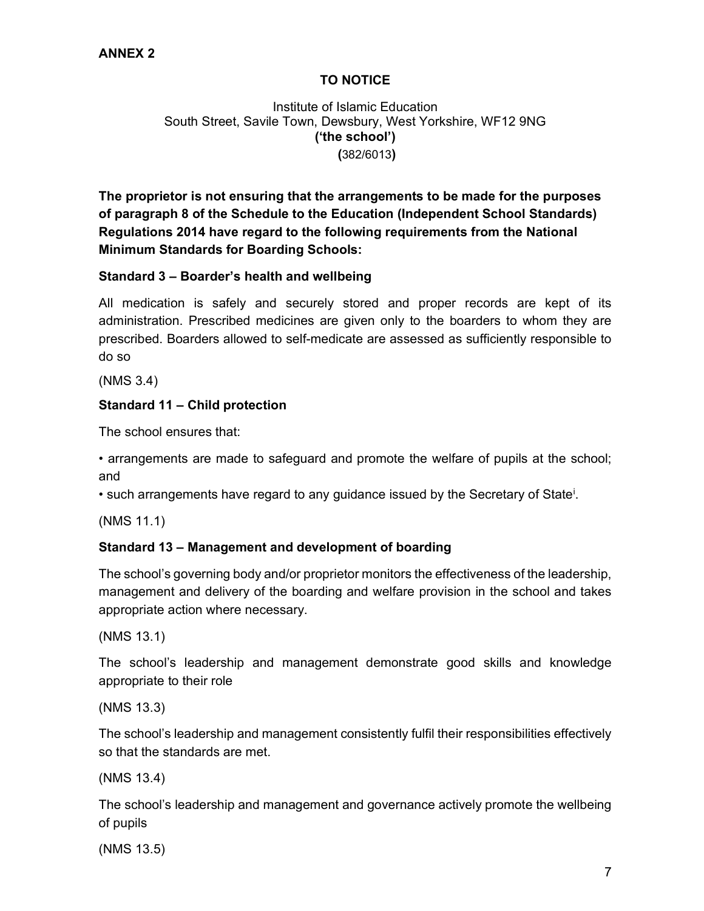**ANNEX 2**

**TO NOTICE**

Institute of Islamic Education
South Street, Savile Town, Dewsbury, West Yorkshire, WF12 9NG
**('the school')**
**(**382/6013**)**

**The proprietor is not ensuring that the arrangements to be made for the purposes of paragraph 8 of the Schedule to the Education (Independent School Standards) Regulations 2014 have regard to the following requirements from the National Minimum Standards for Boarding Schools:**

**Standard 3 – Boarder's health and wellbeing**

All medication is safely and securely stored and proper records are kept of its administration. Prescribed medicines are given only to the boarders to whom they are prescribed. Boarders allowed to self-medicate are assessed as sufficiently responsible to do so

(NMS 3.4)

**Standard 11 – Child protection**

The school ensures that:

• arrangements are made to safeguard and promote the welfare of pupils at the school; and
• such arrangements have regard to any guidance issued by the Secretary of State[i].

(NMS 11.1)

**Standard 13 – Management and development of boarding**

The school's governing body and/or proprietor monitors the effectiveness of the leadership, management and delivery of the boarding and welfare provision in the school and takes appropriate action where necessary.

(NMS 13.1)

The school's leadership and management demonstrate good skills and knowledge appropriate to their role

(NMS 13.3)

The school's leadership and management consistently fulfil their responsibilities effectively so that the standards are met.

(NMS 13.4)

The school's leadership and management and governance actively promote the wellbeing of pupils

(NMS 13.5)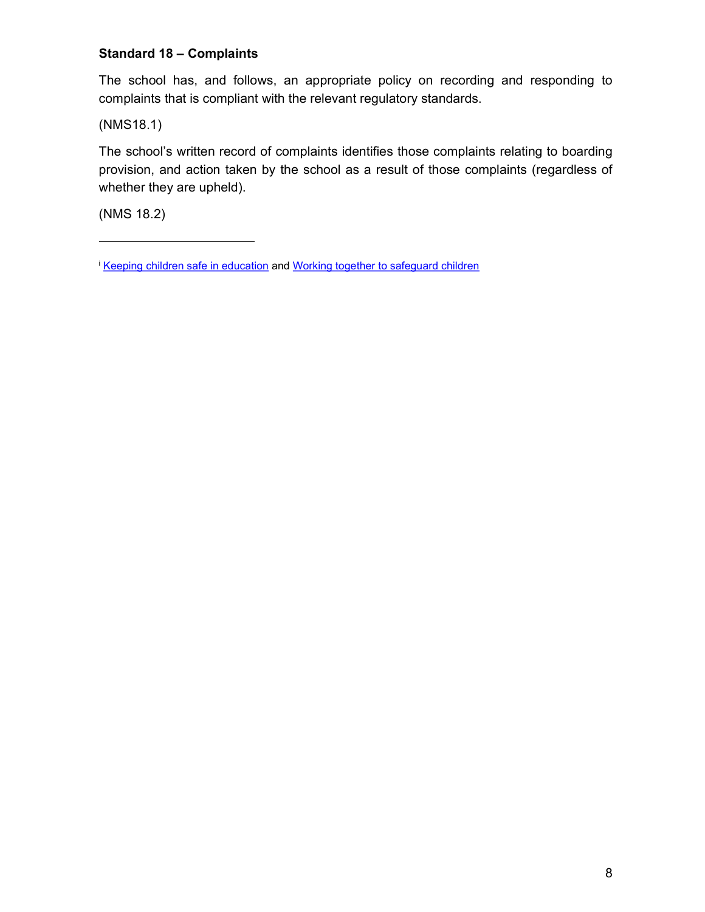**Standard 18 – Complaints**

The school has, and follows, an appropriate policy on recording and responding to complaints that is compliant with the relevant regulatory standards.

(NMS18.1)

The school's written record of complaints identifies those complaints relating to boarding provision, and action taken by the school as a result of those complaints (regardless of whether they are upheld).

(NMS 18.2)

---

[i] Keeping children safe in education and Working together to safeguard children